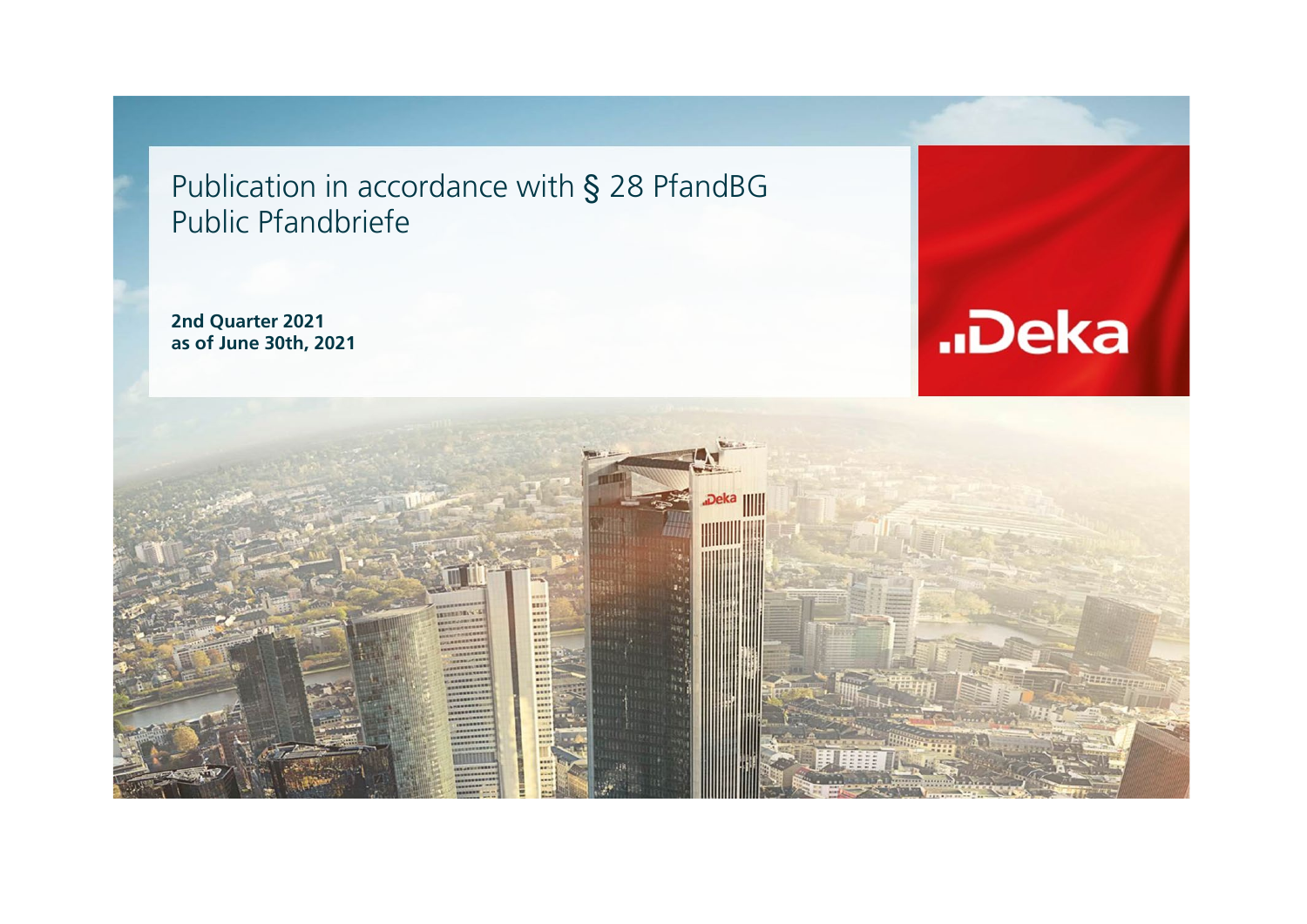# Publication in accordance with § 28 PfandBG
# Public Pfandbriefe

**2nd Quarter 2021**
**as of June 30th, 2021**

Deka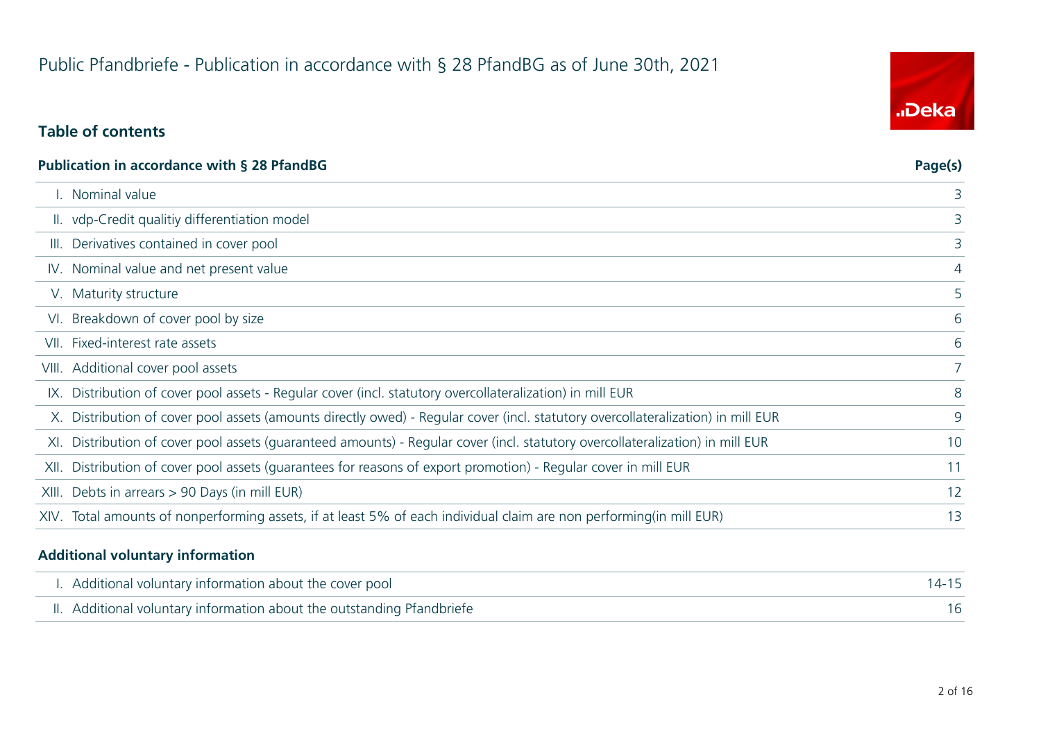# Public Pfandbriefe - Publication in accordance with § 28 PfandBG as of June 30th, 2021

## Table of contents

| Publication in accordance with § 28 PfandBG | Page(s) |
|---|---|
| I. Nominal value | 3 |
| II. vdp-Credit qualitiy differentiation model | 3 |
| III. Derivatives contained in cover pool | 3 |
| IV. Nominal value and net present value | 4 |
| V. Maturity structure | 5 |
| VI. Breakdown of cover pool by size | 6 |
| VII. Fixed-interest rate assets | 6 |
| VIII. Additional cover pool assets | 7 |
| IX. Distribution of cover pool assets - Regular cover (incl. statutory overcollateralization) in mill EUR | 8 |
| X. Distribution of cover pool assets (amounts directly owed) - Regular cover (incl. statutory overcollateralization) in mill EUR | 9 |
| XI. Distribution of cover pool assets (guaranteed amounts) - Regular cover (incl. statutory overcollateralization) in mill EUR | 10 |
| XII. Distribution of cover pool assets (guarantees for reasons of export promotion) - Regular cover in mill EUR | 11 |
| XIII. Debts in arrears > 90 Days (in mill EUR) | 12 |
| XIV. Total amounts of nonperforming assets, if at least 5% of each individual claim are non performing(in mill EUR) | 13 |

| Additional voluntary information | |
|---|---|
| I. Additional voluntary information about the cover pool | 14-15 |
| II. Additional voluntary information about the outstanding Pfandbriefe | 16 |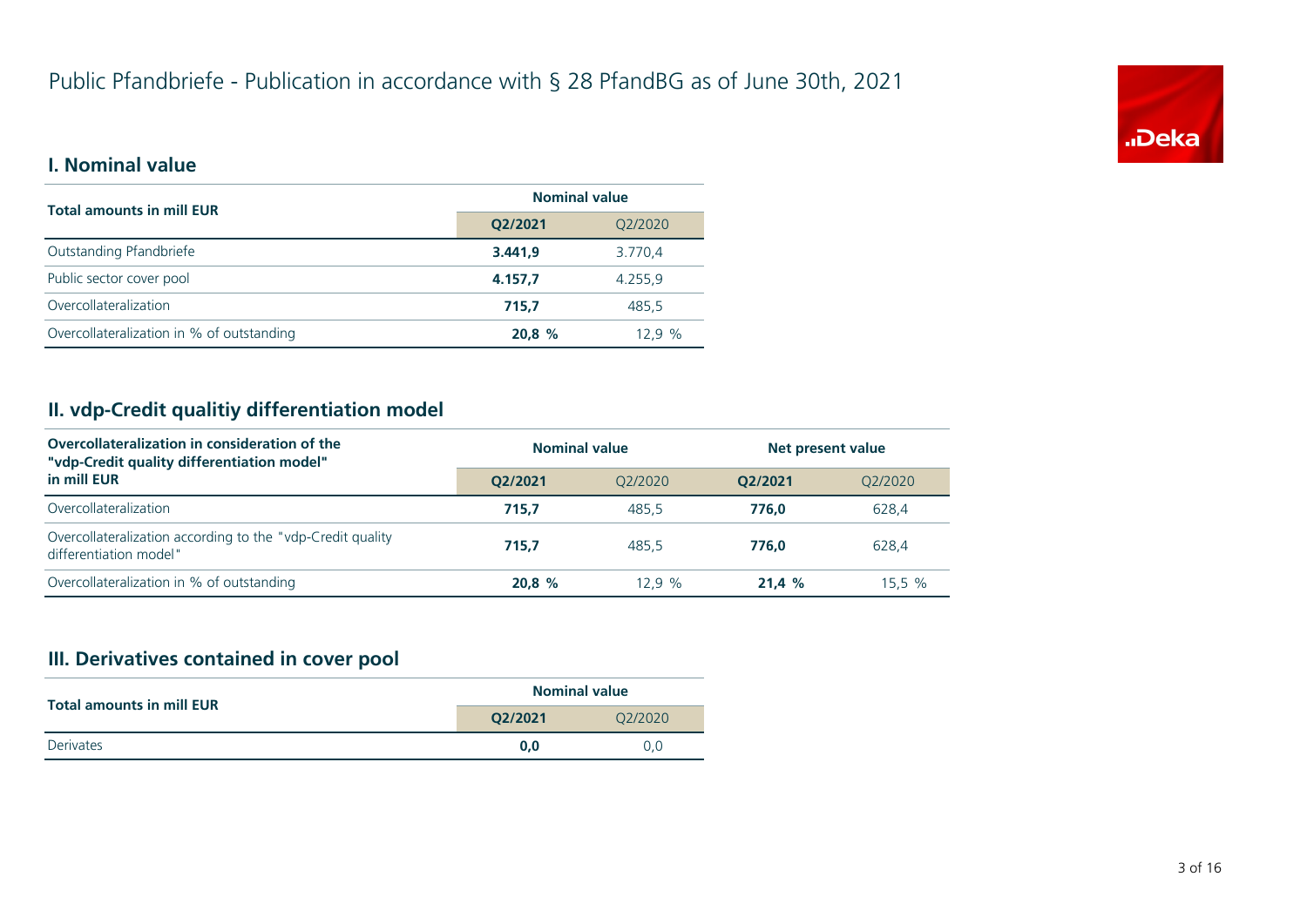# Public Pfandbriefe - Publication in accordance with § 28 PfandBG as of June 30th, 2021

## I. Nominal value

| Total amounts in mill EUR | Nominal value | |
|---|---|---|
| | **Q2/2021** | Q2/2020 |
| Outstanding Pfandbriefe | **3.441,9** | 3.770,4 |
| Public sector cover pool | **4.157,7** | 4.255,9 |
| Overcollateralization | **715,7** | 485,5 |
| Overcollateralization in % of outstanding | **20,8 %** | 12,9 % |

## II. vdp-Credit qualitiy differentiation model

| Overcollateralization in consideration of the "vdp-Credit quality differentiation model" in mill EUR | Nominal value | | Net present value | |
|---|---|---|---|---|
| | **Q2/2021** | Q2/2020 | **Q2/2021** | Q2/2020 |
| Overcollateralization | **715,7** | 485,5 | **776,0** | 628,4 |
| Overcollateralization according to the "vdp-Credit quality differentiation model" | **715,7** | 485,5 | **776,0** | 628,4 |
| Overcollateralization in % of outstanding | **20,8 %** | 12,9 % | **21,4 %** | 15,5 % |

## III. Derivatives contained in cover pool

| Total amounts in mill EUR | Nominal value | |
|---|---|---|
| | **Q2/2021** | Q2/2020 |
| Derivates | **0,0** | 0,0 |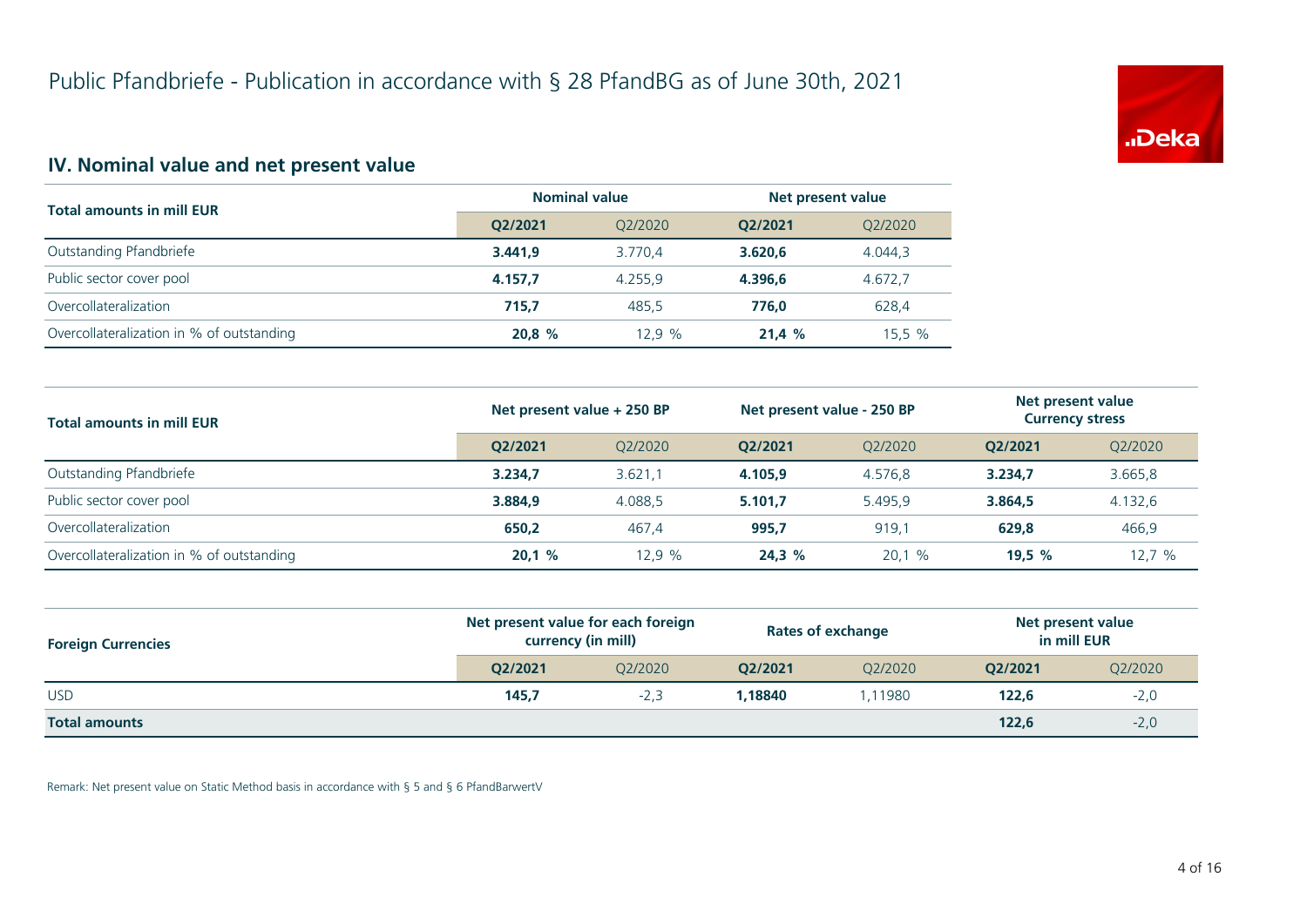# Public Pfandbriefe - Publication in accordance with § 28 PfandBG as of June 30th, 2021

## IV. Nominal value and net present value

| Total amounts in mill EUR | Nominal value | | Net present value | |
|---|---|---|---|---|
| | **Q2/2021** | Q2/2020 | **Q2/2021** | Q2/2020 |
| Outstanding Pfandbriefe | **3.441,9** | 3.770,4 | **3.620,6** | 4.044,3 |
| Public sector cover pool | **4.157,7** | 4.255,9 | **4.396,6** | 4.672,7 |
| Overcollateralization | **715,7** | 485,5 | **776,0** | 628,4 |
| Overcollateralization in % of outstanding | **20,8 %** | 12,9 % | **21,4 %** | 15,5 % |

| Total amounts in mill EUR | Net present value + 250 BP | | Net present value - 250 BP | | Net present value Currency stress | |
|---|---|---|---|---|---|---|
| | **Q2/2021** | Q2/2020 | **Q2/2021** | Q2/2020 | **Q2/2021** | Q2/2020 |
| Outstanding Pfandbriefe | **3.234,7** | 3.621,1 | **4.105,9** | 4.576,8 | **3.234,7** | 3.665,8 |
| Public sector cover pool | **3.884,9** | 4.088,5 | **5.101,7** | 5.495,9 | **3.864,5** | 4.132,6 |
| Overcollateralization | **650,2** | 467,4 | **995,7** | 919,1 | **629,8** | 466,9 |
| Overcollateralization in % of outstanding | **20,1 %** | 12,9 % | **24,3 %** | 20,1 % | **19,5 %** | 12,7 % |

| Foreign Currencies | Net present value for each foreign currency (in mill) | | Rates of exchange | | Net present value in mill EUR | |
|---|---|---|---|---|---|---|
| | **Q2/2021** | Q2/2020 | **Q2/2021** | Q2/2020 | **Q2/2021** | Q2/2020 |
| USD | **145,7** | -2,3 | **1,18840** | 1,11980 | **122,6** | -2,0 |
| **Total amounts** | | | | | **122,6** | -2,0 |

Remark: Net present value on Static Method basis in accordance with § 5 and § 6 PfandBarwertV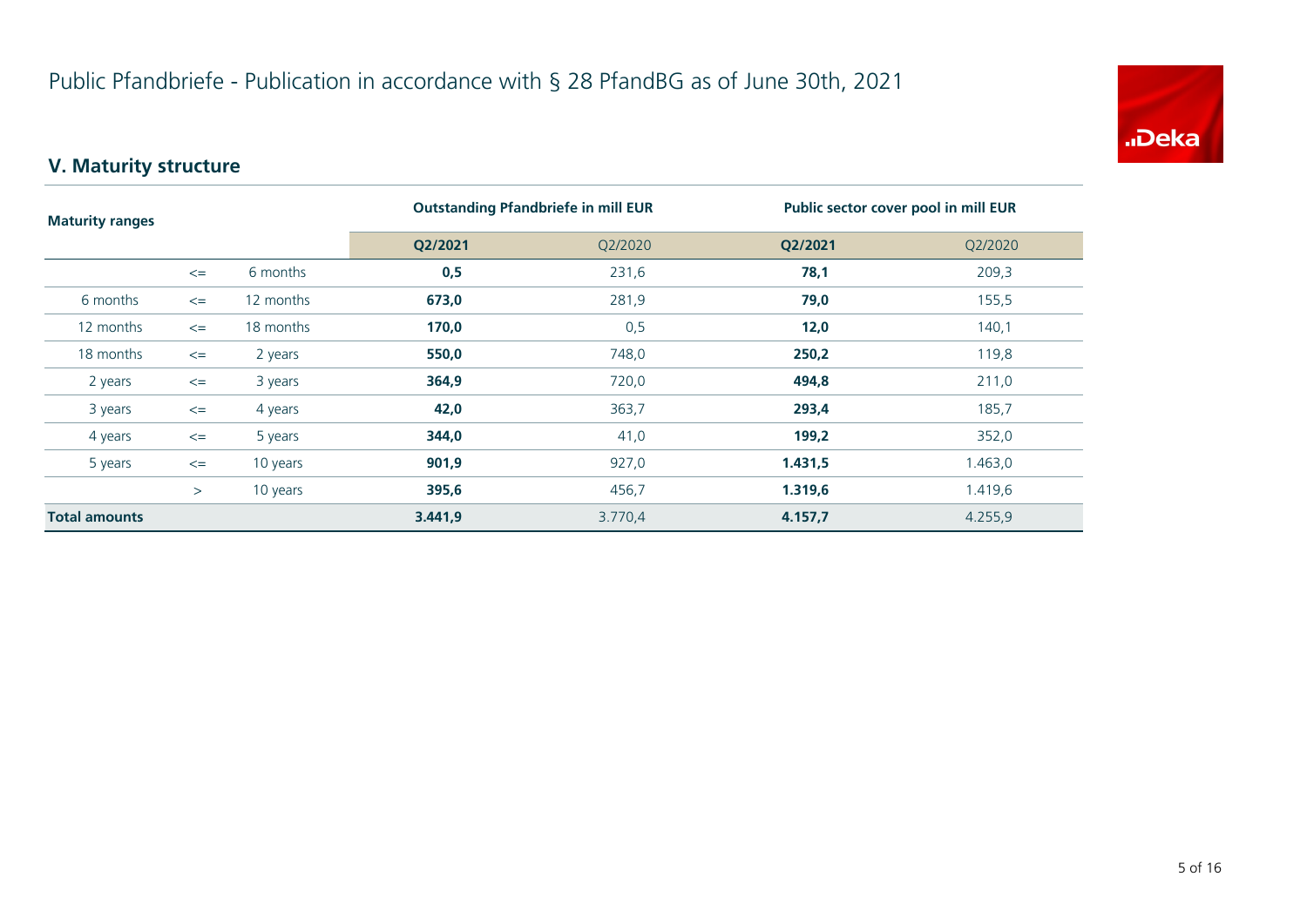# Public Pfandbriefe - Publication in accordance with § 28 PfandBG as of June 30th, 2021

## V. Maturity structure

| Maturity ranges | | | Outstanding Pfandbriefe in mill EUR | | Public sector cover pool in mill EUR | |
|---|---|---|---|---|---|---|
| | | | **Q2/2021** | Q2/2020 | **Q2/2021** | Q2/2020 |
| | <= | 6 months | **0,5** | 231,6 | **78,1** | 209,3 |
| 6 months | <= | 12 months | **673,0** | 281,9 | **79,0** | 155,5 |
| 12 months | <= | 18 months | **170,0** | 0,5 | **12,0** | 140,1 |
| 18 months | <= | 2 years | **550,0** | 748,0 | **250,2** | 119,8 |
| 2 years | <= | 3 years | **364,9** | 720,0 | **494,8** | 211,0 |
| 3 years | <= | 4 years | **42,0** | 363,7 | **293,4** | 185,7 |
| 4 years | <= | 5 years | **344,0** | 41,0 | **199,2** | 352,0 |
| 5 years | <= | 10 years | **901,9** | 927,0 | **1.431,5** | 1.463,0 |
| | > | 10 years | **395,6** | 456,7 | **1.319,6** | 1.419,6 |
| **Total amounts** | | | **3.441,9** | 3.770,4 | **4.157,7** | 4.255,9 |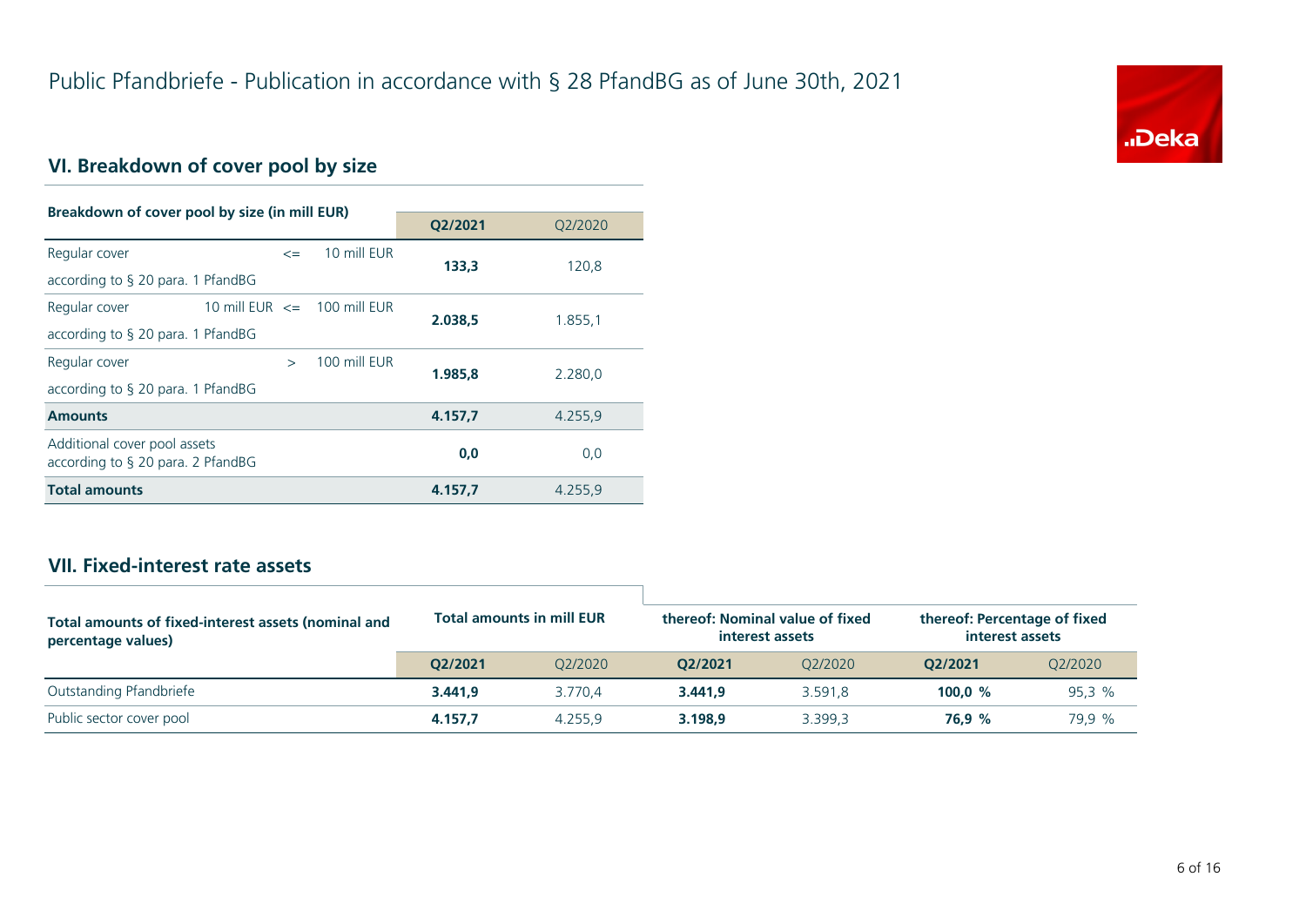# Public Pfandbriefe - Publication in accordance with § 28 PfandBG as of June 30th, 2021

## VI. Breakdown of cover pool by size

| Breakdown of cover pool by size (in mill EUR) | | | Q2/2021 | Q2/2020 |
|---|---|---|---|---|
| Regular cover according to § 20 para. 1 PfandBG | <= | 10 mill EUR | **133,3** | 120,8 |
| Regular cover according to § 20 para. 1 PfandBG | 10 mill EUR <= | 100 mill EUR | **2.038,5** | 1.855,1 |
| Regular cover according to § 20 para. 1 PfandBG | > | 100 mill EUR | **1.985,8** | 2.280,0 |
| **Amounts** | | | **4.157,7** | 4.255,9 |
| Additional cover pool assets according to § 20 para. 2 PfandBG | | | **0,0** | 0,0 |
| **Total amounts** | | | **4.157,7** | 4.255,9 |

## VII. Fixed-interest rate assets

| Total amounts of fixed-interest assets (nominal and percentage values) | Total amounts in mill EUR | | thereof: Nominal value of fixed interest assets | | thereof: Percentage of fixed interest assets | |
|---|---|---|---|---|---|---|
| | Q2/2021 | Q2/2020 | Q2/2021 | Q2/2020 | Q2/2021 | Q2/2020 |
| Outstanding Pfandbriefe | **3.441,9** | 3.770,4 | **3.441,9** | 3.591,8 | **100,0 %** | 95,3 % |
| Public sector cover pool | **4.157,7** | 4.255,9 | **3.198,9** | 3.399,3 | **76,9 %** | 79,9 % |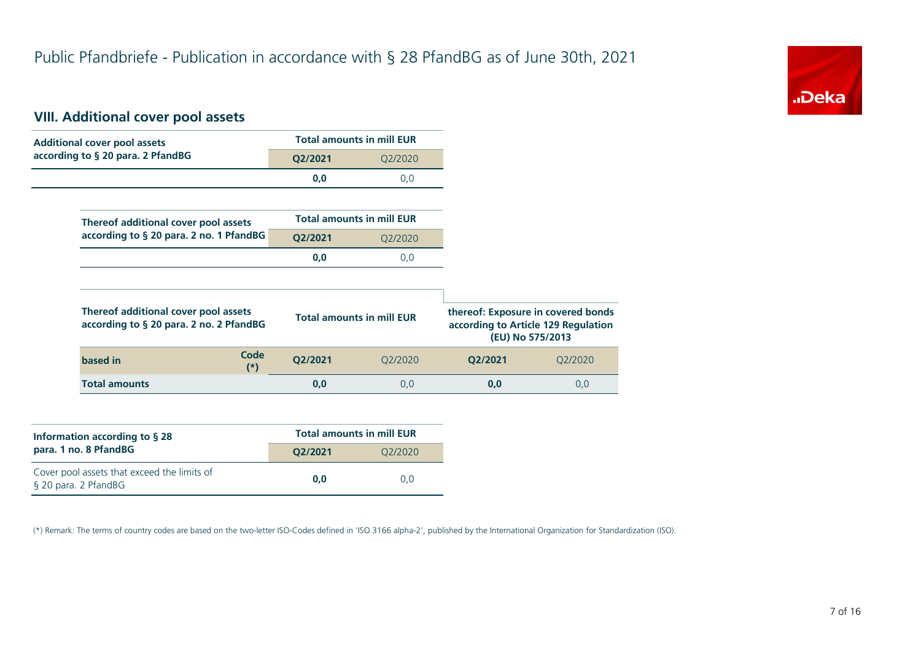# Public Pfandbriefe - Publication in accordance with § 28 PfandBG as of June 30th, 2021

## VIII. Additional cover pool assets

| Additional cover pool assets according to § 20 para. 2 PfandBG | Total amounts in mill EUR | |
|---|---|---|
| | **Q2/2021** | Q2/2020 |
| | **0,0** | 0,0 |

| Thereof additional cover pool assets according to § 20 para. 2 no. 1 PfandBG | Total amounts in mill EUR | |
|---|---|---|
| | **Q2/2021** | Q2/2020 |
| | **0,0** | 0,0 |

| Thereof additional cover pool assets according to § 20 para. 2 no. 2 PfandBG | | Total amounts in mill EUR | | thereof: Exposure in covered bonds according to Article 129 Regulation (EU) No 575/2013 | |
|---|---|---|---|---|---|
| **based in** | **Code (*)** | **Q2/2021** | Q2/2020 | **Q2/2021** | Q2/2020 |
| **Total amounts** | | **0,0** | 0,0 | **0,0** | 0,0 |

| Information according to § 28 para. 1 no. 8 PfandBG | Total amounts in mill EUR | |
|---|---|---|
| | **Q2/2021** | Q2/2020 |
| Cover pool assets that exceed the limits of § 20 para. 2 PfandBG | **0,0** | 0,0 |

(*) Remark: The terms of country codes are based on the two-letter ISO-Codes defined in 'ISO 3166 alpha-2', published by the International Organization for Standardization (ISO).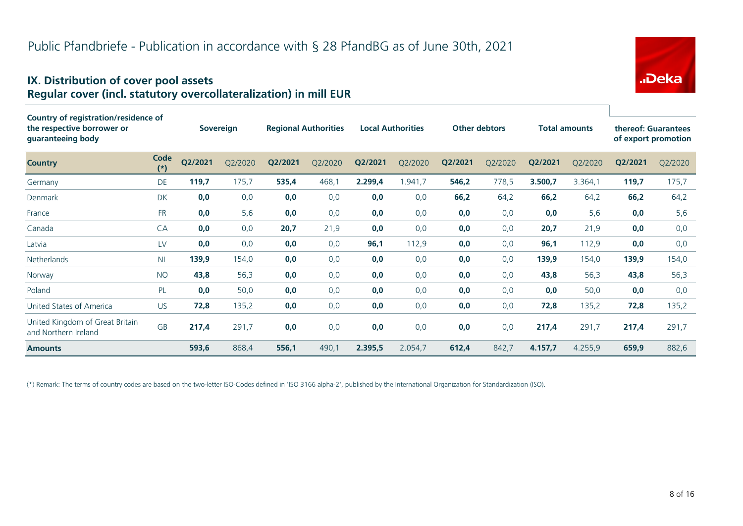# Public Pfandbriefe - Publication in accordance with § 28 PfandBG as of June 30th, 2021

## IX. Distribution of cover pool assets
## Regular cover (incl. statutory overcollateralization) in mill EUR

| Country of registration/residence of the respective borrower or guaranteeing body | | Sovereign | | Regional Authorities | | Local Authorities | | Other debtors | | Total amounts | | thereof: Guarantees of export promotion | |
|---|---|---|---|---|---|---|---|---|---|---|---|---|---|
| **Country** | **Code (*)** | **Q2/2021** | Q2/2020 | **Q2/2021** | Q2/2020 | **Q2/2021** | Q2/2020 | **Q2/2021** | Q2/2020 | **Q2/2021** | Q2/2020 | **Q2/2021** | Q2/2020 |
| Germany | DE | **119,7** | 175,7 | **535,4** | 468,1 | **2.299,4** | 1.941,7 | **546,2** | 778,5 | **3.500,7** | 3.364,1 | **119,7** | 175,7 |
| Denmark | DK | **0,0** | 0,0 | **0,0** | 0,0 | **0,0** | 0,0 | **66,2** | 64,2 | **66,2** | 64,2 | **66,2** | 64,2 |
| France | FR | **0,0** | 5,6 | **0,0** | 0,0 | **0,0** | 0,0 | **0,0** | 0,0 | **0,0** | 5,6 | **0,0** | 5,6 |
| Canada | CA | **0,0** | 0,0 | **20,7** | 21,9 | **0,0** | 0,0 | **0,0** | 0,0 | **20,7** | 21,9 | **0,0** | 0,0 |
| Latvia | LV | **0,0** | 0,0 | **0,0** | 0,0 | **96,1** | 112,9 | **0,0** | 0,0 | **96,1** | 112,9 | **0,0** | 0,0 |
| Netherlands | NL | **139,9** | 154,0 | **0,0** | 0,0 | **0,0** | 0,0 | **0,0** | 0,0 | **139,9** | 154,0 | **139,9** | 154,0 |
| Norway | NO | **43,8** | 56,3 | **0,0** | 0,0 | **0,0** | 0,0 | **0,0** | 0,0 | **43,8** | 56,3 | **43,8** | 56,3 |
| Poland | PL | **0,0** | 50,0 | **0,0** | 0,0 | **0,0** | 0,0 | **0,0** | 0,0 | **0,0** | 50,0 | **0,0** | 0,0 |
| United States of America | US | **72,8** | 135,2 | **0,0** | 0,0 | **0,0** | 0,0 | **0,0** | 0,0 | **72,8** | 135,2 | **72,8** | 135,2 |
| United Kingdom of Great Britain and Northern Ireland | GB | **217,4** | 291,7 | **0,0** | 0,0 | **0,0** | 0,0 | **0,0** | 0,0 | **217,4** | 291,7 | **217,4** | 291,7 |
| **Amounts** | | **593,6** | 868,4 | **556,1** | 490,1 | **2.395,5** | 2.054,7 | **612,4** | 842,7 | **4.157,7** | 4.255,9 | **659,9** | 882,6 |

(*) Remark: The terms of country codes are based on the two-letter ISO-Codes defined in 'ISO 3166 alpha-2', published by the International Organization for Standardization (ISO).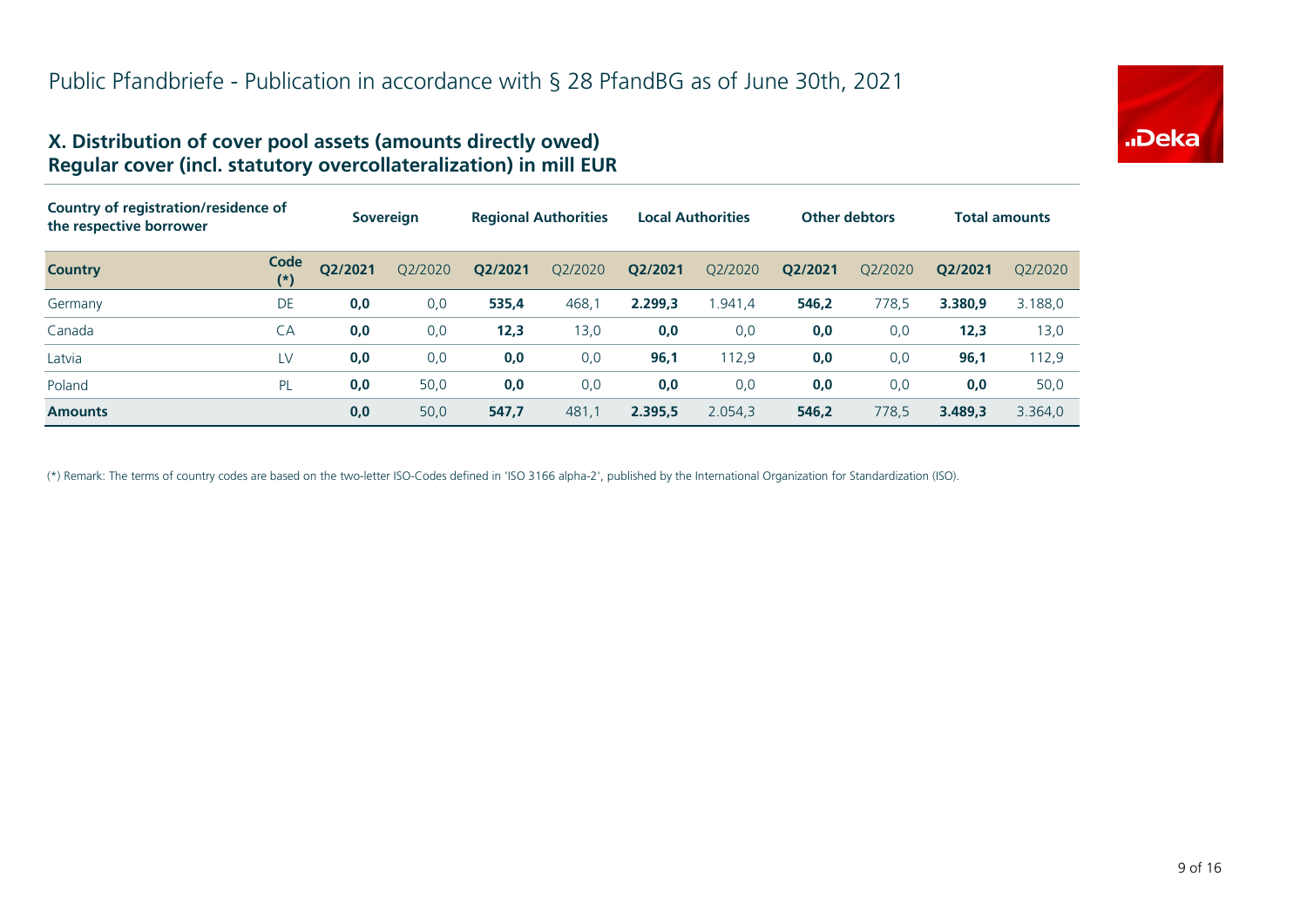# Public Pfandbriefe - Publication in accordance with § 28 PfandBG as of June 30th, 2021

## X. Distribution of cover pool assets (amounts directly owed)
## Regular cover (incl. statutory overcollateralization) in mill EUR

| Country of registration/residence of the respective borrower | | Sovereign | | Regional Authorities | | Local Authorities | | Other debtors | | Total amounts | |
|---|---|---|---|---|---|---|---|---|---|---|---|
| **Country** | **Code (*)** | **Q2/2021** | Q2/2020 | **Q2/2021** | Q2/2020 | **Q2/2021** | Q2/2020 | **Q2/2021** | Q2/2020 | **Q2/2021** | Q2/2020 |
| Germany | DE | **0,0** | 0,0 | **535,4** | 468,1 | **2.299,3** | 1.941,4 | **546,2** | 778,5 | **3.380,9** | 3.188,0 |
| Canada | CA | **0,0** | 0,0 | **12,3** | 13,0 | **0,0** | 0,0 | **0,0** | 0,0 | **12,3** | 13,0 |
| Latvia | LV | **0,0** | 0,0 | **0,0** | 0,0 | **96,1** | 112,9 | **0,0** | 0,0 | **96,1** | 112,9 |
| Poland | PL | **0,0** | 50,0 | **0,0** | 0,0 | **0,0** | 0,0 | **0,0** | 0,0 | **0,0** | 50,0 |
| **Amounts** | | **0,0** | 50,0 | **547,7** | 481,1 | **2.395,5** | 2.054,3 | **546,2** | 778,5 | **3.489,3** | 3.364,0 |

(*) Remark: The terms of country codes are based on the two-letter ISO-Codes defined in 'ISO 3166 alpha-2', published by the International Organization for Standardization (ISO).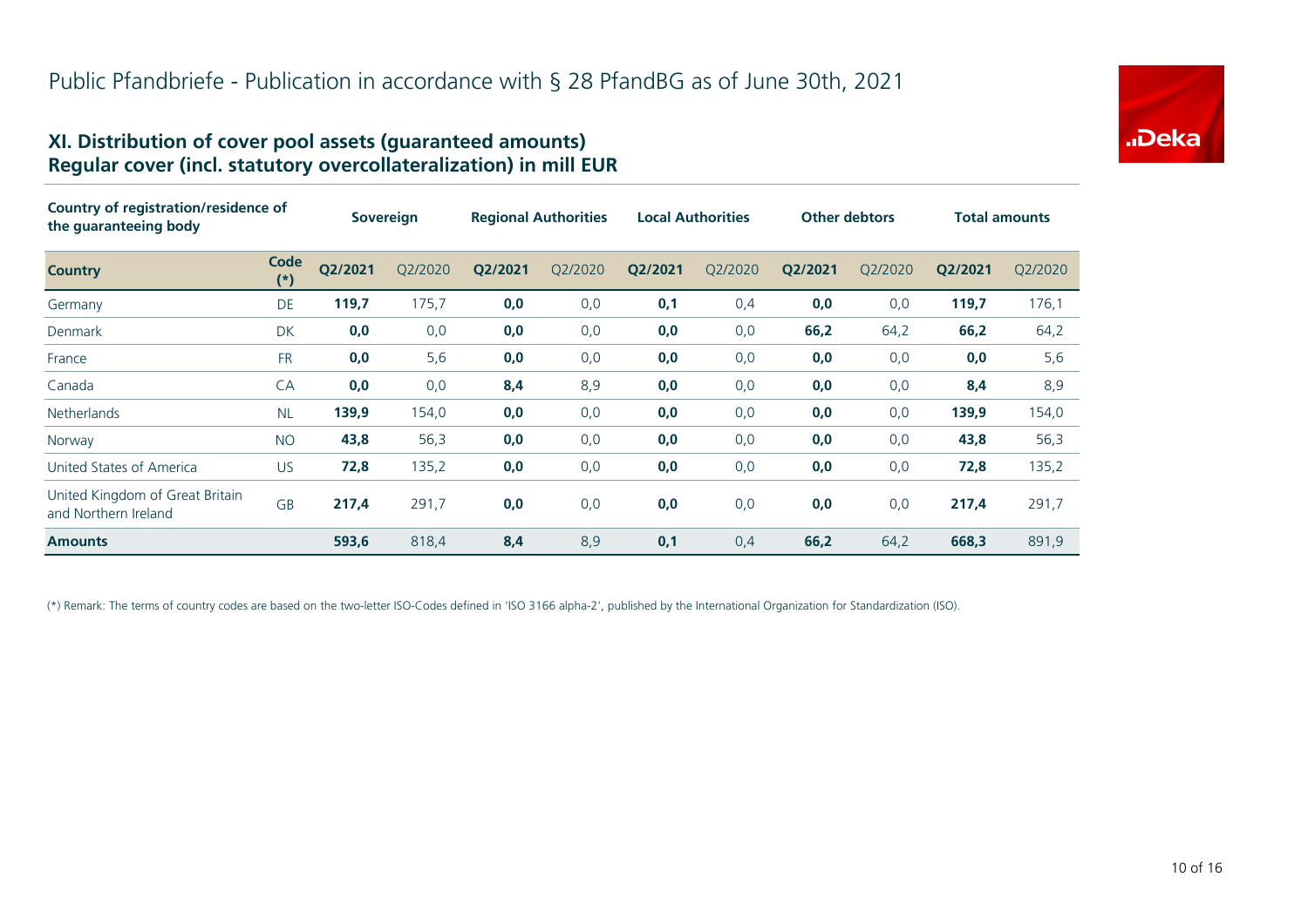# Public Pfandbriefe - Publication in accordance with § 28 PfandBG as of June 30th, 2021

## XI. Distribution of cover pool assets (guaranteed amounts)
## Regular cover (incl. statutory overcollateralization) in mill EUR

| Country of registration/residence of the guaranteeing body | | Sovereign | | Regional Authorities | | Local Authorities | | Other debtors | | Total amounts | |
|---|---|---|---|---|---|---|---|---|---|---|---|
| **Country** | **Code (*)** | **Q2/2021** | Q2/2020 | **Q2/2021** | Q2/2020 | **Q2/2021** | Q2/2020 | **Q2/2021** | Q2/2020 | **Q2/2021** | Q2/2020 |
| Germany | DE | **119,7** | 175,7 | **0,0** | 0,0 | **0,1** | 0,4 | **0,0** | 0,0 | **119,7** | 176,1 |
| Denmark | DK | **0,0** | 0,0 | **0,0** | 0,0 | **0,0** | 0,0 | **66,2** | 64,2 | **66,2** | 64,2 |
| France | FR | **0,0** | 5,6 | **0,0** | 0,0 | **0,0** | 0,0 | **0,0** | 0,0 | **0,0** | 5,6 |
| Canada | CA | **0,0** | 0,0 | **8,4** | 8,9 | **0,0** | 0,0 | **0,0** | 0,0 | **8,4** | 8,9 |
| Netherlands | NL | **139,9** | 154,0 | **0,0** | 0,0 | **0,0** | 0,0 | **0,0** | 0,0 | **139,9** | 154,0 |
| Norway | NO | **43,8** | 56,3 | **0,0** | 0,0 | **0,0** | 0,0 | **0,0** | 0,0 | **43,8** | 56,3 |
| United States of America | US | **72,8** | 135,2 | **0,0** | 0,0 | **0,0** | 0,0 | **0,0** | 0,0 | **72,8** | 135,2 |
| United Kingdom of Great Britain and Northern Ireland | GB | **217,4** | 291,7 | **0,0** | 0,0 | **0,0** | 0,0 | **0,0** | 0,0 | **217,4** | 291,7 |
| **Amounts** | | **593,6** | 818,4 | **8,4** | 8,9 | **0,1** | 0,4 | **66,2** | 64,2 | **668,3** | 891,9 |

(*) Remark: The terms of country codes are based on the two-letter ISO-Codes defined in 'ISO 3166 alpha-2', published by the International Organization for Standardization (ISO).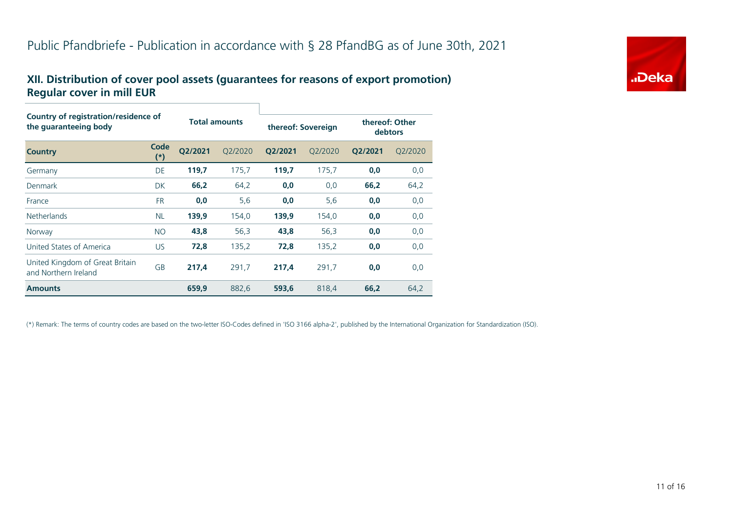# Public Pfandbriefe - Publication in accordance with § 28 PfandBG as of June 30th, 2021

## XII. Distribution of cover pool assets (guarantees for reasons of export promotion)
## Regular cover in mill EUR

| Country of registration/residence of the guaranteeing body | | Total amounts | | thereof: Sovereign | | thereof: Other debtors | |
|---|---|---|---|---|---|---|---|
| **Country** | **Code (*)** | **Q2/2021** | Q2/2020 | **Q2/2021** | Q2/2020 | **Q2/2021** | Q2/2020 |
| Germany | DE | **119,7** | 175,7 | **119,7** | 175,7 | **0,0** | 0,0 |
| Denmark | DK | **66,2** | 64,2 | **0,0** | 0,0 | **66,2** | 64,2 |
| France | FR | **0,0** | 5,6 | **0,0** | 5,6 | **0,0** | 0,0 |
| Netherlands | NL | **139,9** | 154,0 | **139,9** | 154,0 | **0,0** | 0,0 |
| Norway | NO | **43,8** | 56,3 | **43,8** | 56,3 | **0,0** | 0,0 |
| United States of America | US | **72,8** | 135,2 | **72,8** | 135,2 | **0,0** | 0,0 |
| United Kingdom of Great Britain and Northern Ireland | GB | **217,4** | 291,7 | **217,4** | 291,7 | **0,0** | 0,0 |
| **Amounts** | | **659,9** | 882,6 | **593,6** | 818,4 | **66,2** | 64,2 |

(*) Remark: The terms of country codes are based on the two-letter ISO-Codes defined in 'ISO 3166 alpha-2', published by the International Organization for Standardization (ISO).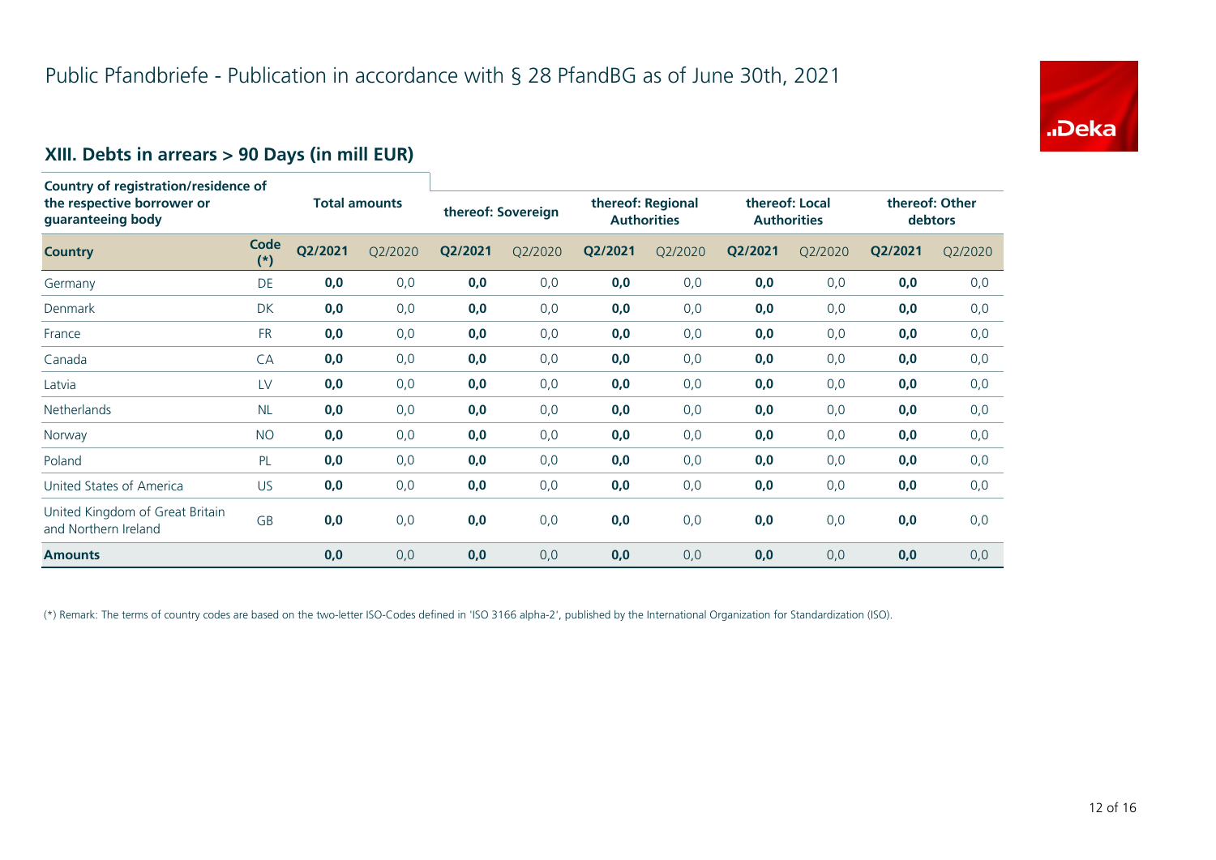# Public Pfandbriefe - Publication in accordance with § 28 PfandBG as of June 30th, 2021

## XIII. Debts in arrears > 90 Days (in mill EUR)

| Country of registration/residence of the respective borrower or guaranteeing body | | Total amounts | | thereof: Sovereign | | thereof: Regional Authorities | | thereof: Local Authorities | | thereof: Other debtors | |
|---|---|---|---|---|---|---|---|---|---|---|---|
| **Country** | **Code (*)** | **Q2/2021** | Q2/2020 | **Q2/2021** | Q2/2020 | **Q2/2021** | Q2/2020 | **Q2/2021** | Q2/2020 | **Q2/2021** | Q2/2020 |
| Germany | DE | **0,0** | 0,0 | **0,0** | 0,0 | **0,0** | 0,0 | **0,0** | 0,0 | **0,0** | 0,0 |
| Denmark | DK | **0,0** | 0,0 | **0,0** | 0,0 | **0,0** | 0,0 | **0,0** | 0,0 | **0,0** | 0,0 |
| France | FR | **0,0** | 0,0 | **0,0** | 0,0 | **0,0** | 0,0 | **0,0** | 0,0 | **0,0** | 0,0 |
| Canada | CA | **0,0** | 0,0 | **0,0** | 0,0 | **0,0** | 0,0 | **0,0** | 0,0 | **0,0** | 0,0 |
| Latvia | LV | **0,0** | 0,0 | **0,0** | 0,0 | **0,0** | 0,0 | **0,0** | 0,0 | **0,0** | 0,0 |
| Netherlands | NL | **0,0** | 0,0 | **0,0** | 0,0 | **0,0** | 0,0 | **0,0** | 0,0 | **0,0** | 0,0 |
| Norway | NO | **0,0** | 0,0 | **0,0** | 0,0 | **0,0** | 0,0 | **0,0** | 0,0 | **0,0** | 0,0 |
| Poland | PL | **0,0** | 0,0 | **0,0** | 0,0 | **0,0** | 0,0 | **0,0** | 0,0 | **0,0** | 0,0 |
| United States of America | US | **0,0** | 0,0 | **0,0** | 0,0 | **0,0** | 0,0 | **0,0** | 0,0 | **0,0** | 0,0 |
| United Kingdom of Great Britain and Northern Ireland | GB | **0,0** | 0,0 | **0,0** | 0,0 | **0,0** | 0,0 | **0,0** | 0,0 | **0,0** | 0,0 |
| **Amounts** | | **0,0** | 0,0 | **0,0** | 0,0 | **0,0** | 0,0 | **0,0** | 0,0 | **0,0** | 0,0 |

(*) Remark: The terms of country codes are based on the two-letter ISO-Codes defined in 'ISO 3166 alpha-2', published by the International Organization for Standardization (ISO).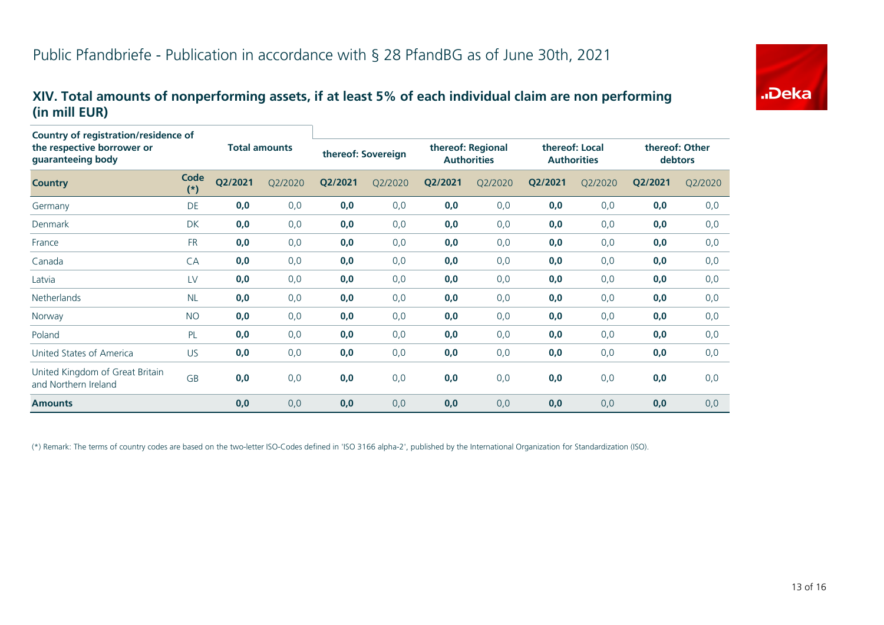# Public Pfandbriefe - Publication in accordance with § 28 PfandBG as of June 30th, 2021

## XIV. Total amounts of nonperforming assets, if at least 5% of each individual claim are non performing (in mill EUR)

| Country of registration/residence of the respective borrower or guaranteeing body | | Total amounts | | thereof: Sovereign | | thereof: Regional Authorities | | thereof: Local Authorities | | thereof: Other debtors | |
|---|---|---|---|---|---|---|---|---|---|---|---|
| **Country** | **Code (*)** | **Q2/2021** | Q2/2020 | **Q2/2021** | Q2/2020 | **Q2/2021** | Q2/2020 | **Q2/2021** | Q2/2020 | **Q2/2021** | Q2/2020 |
| Germany | DE | **0,0** | 0,0 | **0,0** | 0,0 | **0,0** | 0,0 | **0,0** | 0,0 | **0,0** | 0,0 |
| Denmark | DK | **0,0** | 0,0 | **0,0** | 0,0 | **0,0** | 0,0 | **0,0** | 0,0 | **0,0** | 0,0 |
| France | FR | **0,0** | 0,0 | **0,0** | 0,0 | **0,0** | 0,0 | **0,0** | 0,0 | **0,0** | 0,0 |
| Canada | CA | **0,0** | 0,0 | **0,0** | 0,0 | **0,0** | 0,0 | **0,0** | 0,0 | **0,0** | 0,0 |
| Latvia | LV | **0,0** | 0,0 | **0,0** | 0,0 | **0,0** | 0,0 | **0,0** | 0,0 | **0,0** | 0,0 |
| Netherlands | NL | **0,0** | 0,0 | **0,0** | 0,0 | **0,0** | 0,0 | **0,0** | 0,0 | **0,0** | 0,0 |
| Norway | NO | **0,0** | 0,0 | **0,0** | 0,0 | **0,0** | 0,0 | **0,0** | 0,0 | **0,0** | 0,0 |
| Poland | PL | **0,0** | 0,0 | **0,0** | 0,0 | **0,0** | 0,0 | **0,0** | 0,0 | **0,0** | 0,0 |
| United States of America | US | **0,0** | 0,0 | **0,0** | 0,0 | **0,0** | 0,0 | **0,0** | 0,0 | **0,0** | 0,0 |
| United Kingdom of Great Britain and Northern Ireland | GB | **0,0** | 0,0 | **0,0** | 0,0 | **0,0** | 0,0 | **0,0** | 0,0 | **0,0** | 0,0 |
| **Amounts** | | **0,0** | 0,0 | **0,0** | 0,0 | **0,0** | 0,0 | **0,0** | 0,0 | **0,0** | 0,0 |

(*) Remark: The terms of country codes are based on the two-letter ISO-Codes defined in 'ISO 3166 alpha-2', published by the International Organization for Standardization (ISO).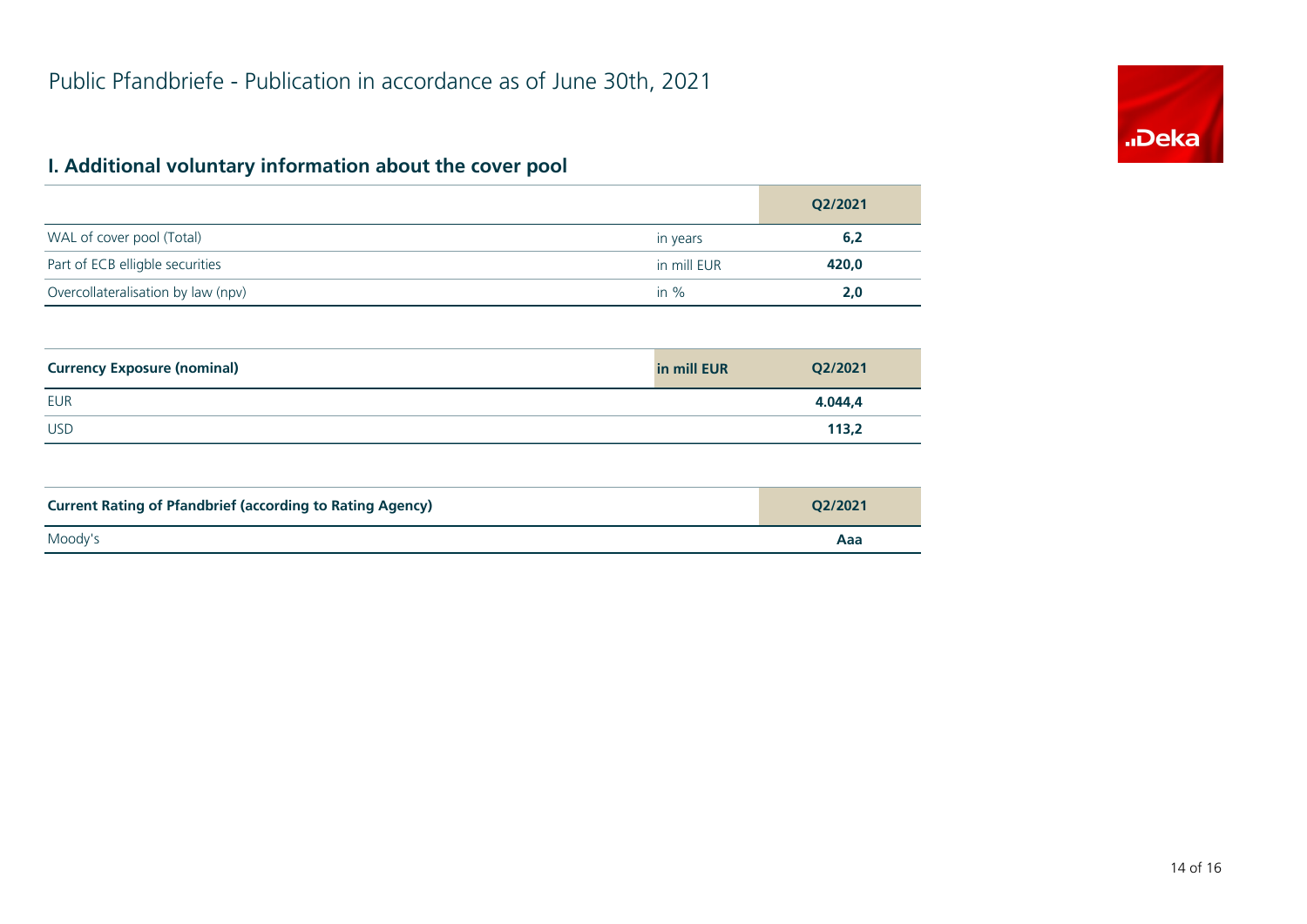# Public Pfandbriefe - Publication in accordance as of June 30th, 2021

## I. Additional voluntary information about the cover pool

| | | Q2/2021 |
|---|---|---|
| WAL of cover pool (Total) | in years | **6,2** |
| Part of ECB elligble securities | in mill EUR | **420,0** |
| Overcollateralisation by law (npv) | in % | **2,0** |

| **Currency Exposure (nominal)** | **in mill EUR** | **Q2/2021** |
|---|---|---|
| EUR | | **4.044,4** |
| USD | | **113,2** |

| **Current Rating of Pfandbrief (according to Rating Agency)** | **Q2/2021** |
|---|---|
| Moody's | **Aaa** |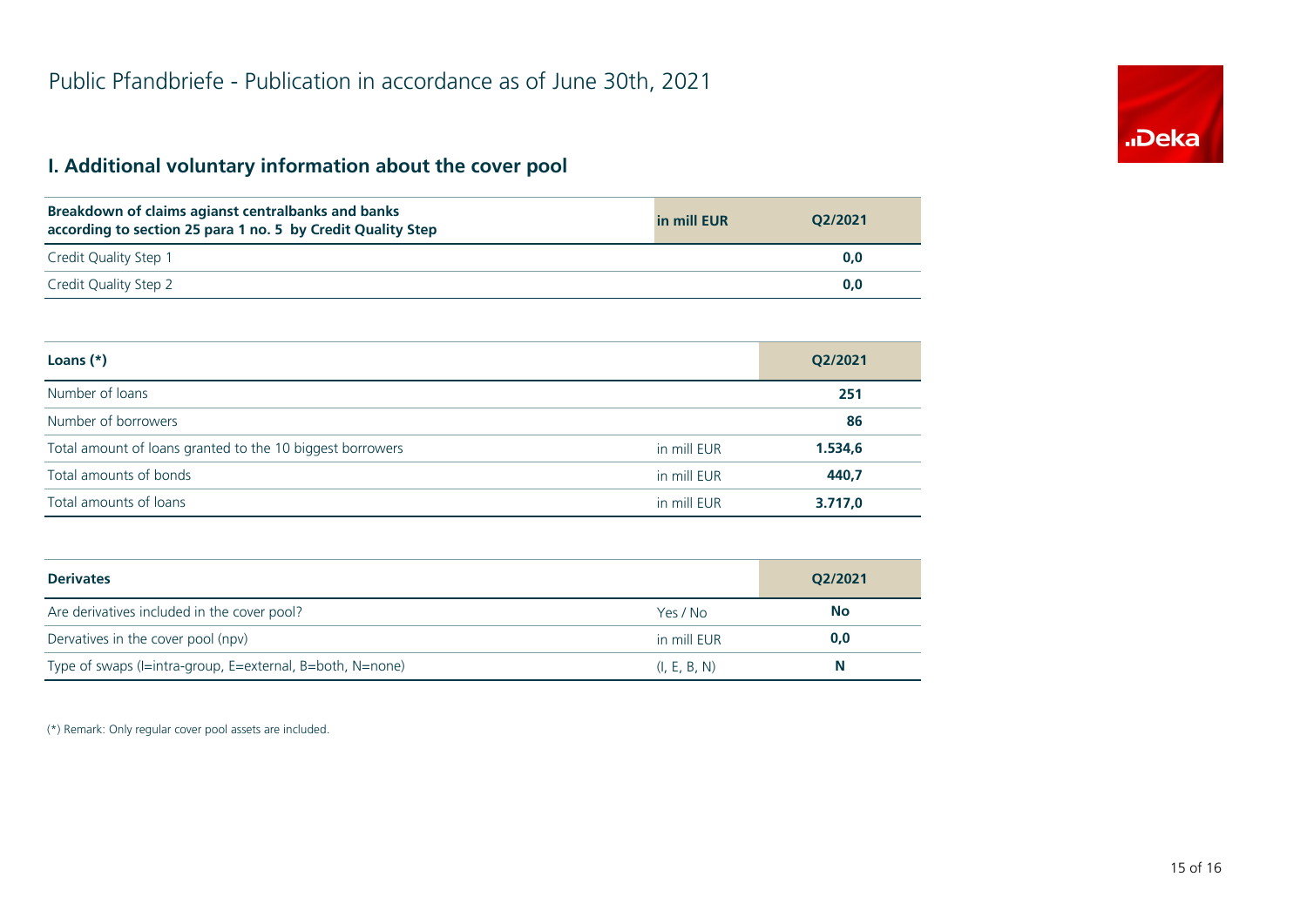# Public Pfandbriefe - Publication in accordance as of June 30th, 2021

## I. Additional voluntary information about the cover pool

| Breakdown of claims agianst centralbanks and banks according to section 25 para 1 no. 5 by Credit Quality Step | in mill EUR | Q2/2021 |
|---|---|---|
| Credit Quality Step 1 | | **0,0** |
| Credit Quality Step 2 | | **0,0** |

| Loans (*) | | Q2/2021 |
|---|---|---|
| Number of loans | | **251** |
| Number of borrowers | | **86** |
| Total amount of loans granted to the 10 biggest borrowers | in mill EUR | **1.534,6** |
| Total amounts of bonds | in mill EUR | **440,7** |
| Total amounts of loans | in mill EUR | **3.717,0** |

| Derivates | | Q2/2021 |
|---|---|---|
| Are derivatives included in the cover pool? | Yes / No | **No** |
| Dervatives in the cover pool (npv) | in mill EUR | **0,0** |
| Type of swaps (I=intra-group, E=external, B=both, N=none) | (I, E, B, N) | **N** |

(*) Remark: Only regular cover pool assets are included.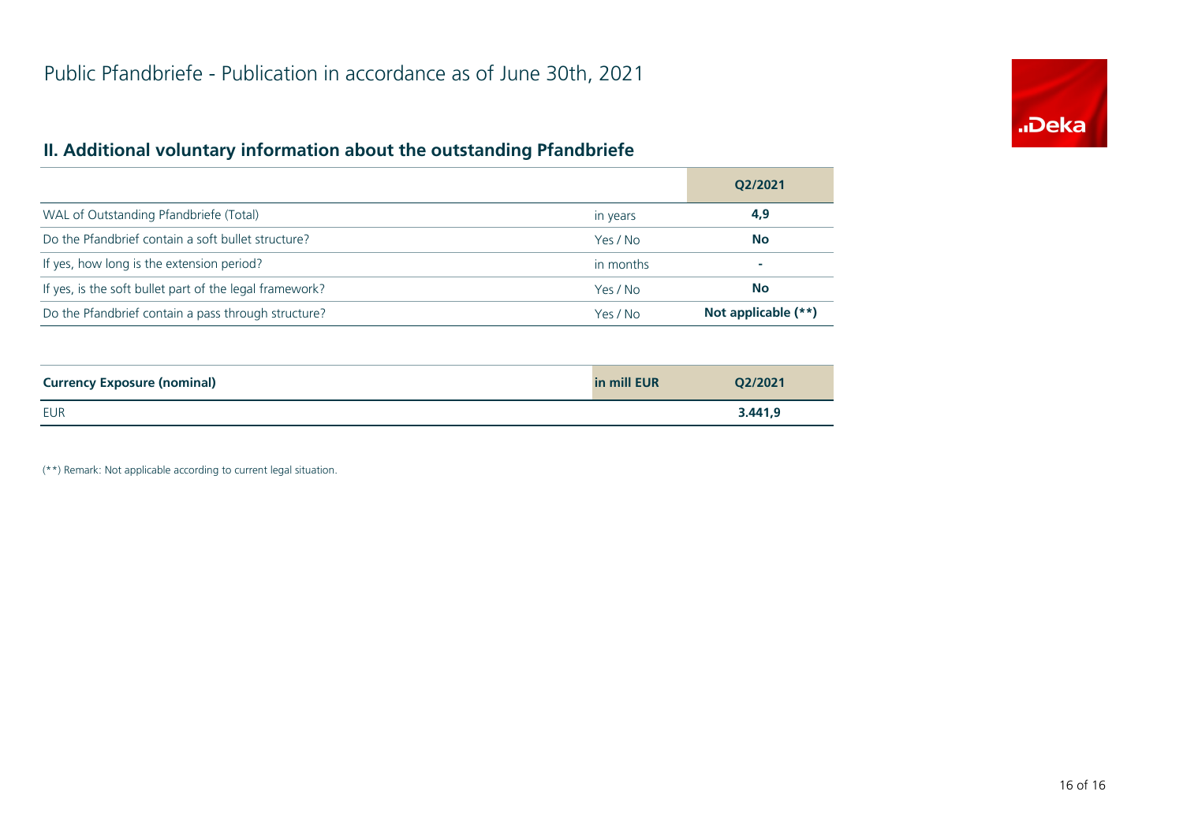# Public Pfandbriefe - Publication in accordance as of June 30th, 2021

## II. Additional voluntary information about the outstanding Pfandbriefe

| | | Q2/2021 |
|---|---|---|
| WAL of Outstanding Pfandbriefe (Total) | in years | **4,9** |
| Do the Pfandbrief contain a soft bullet structure? | Yes / No | **No** |
| If yes, how long is the extension period? | in months | **-** |
| If yes, is the soft bullet part of the legal framework? | Yes / No | **No** |
| Do the Pfandbrief contain a pass through structure? | Yes / No | **Not applicable (**)** |

| **Currency Exposure (nominal)** | **in mill EUR** | **Q2/2021** |
|---|---|---|
| EUR | | **3.441,9** |

(**) Remark: Not applicable according to current legal situation.